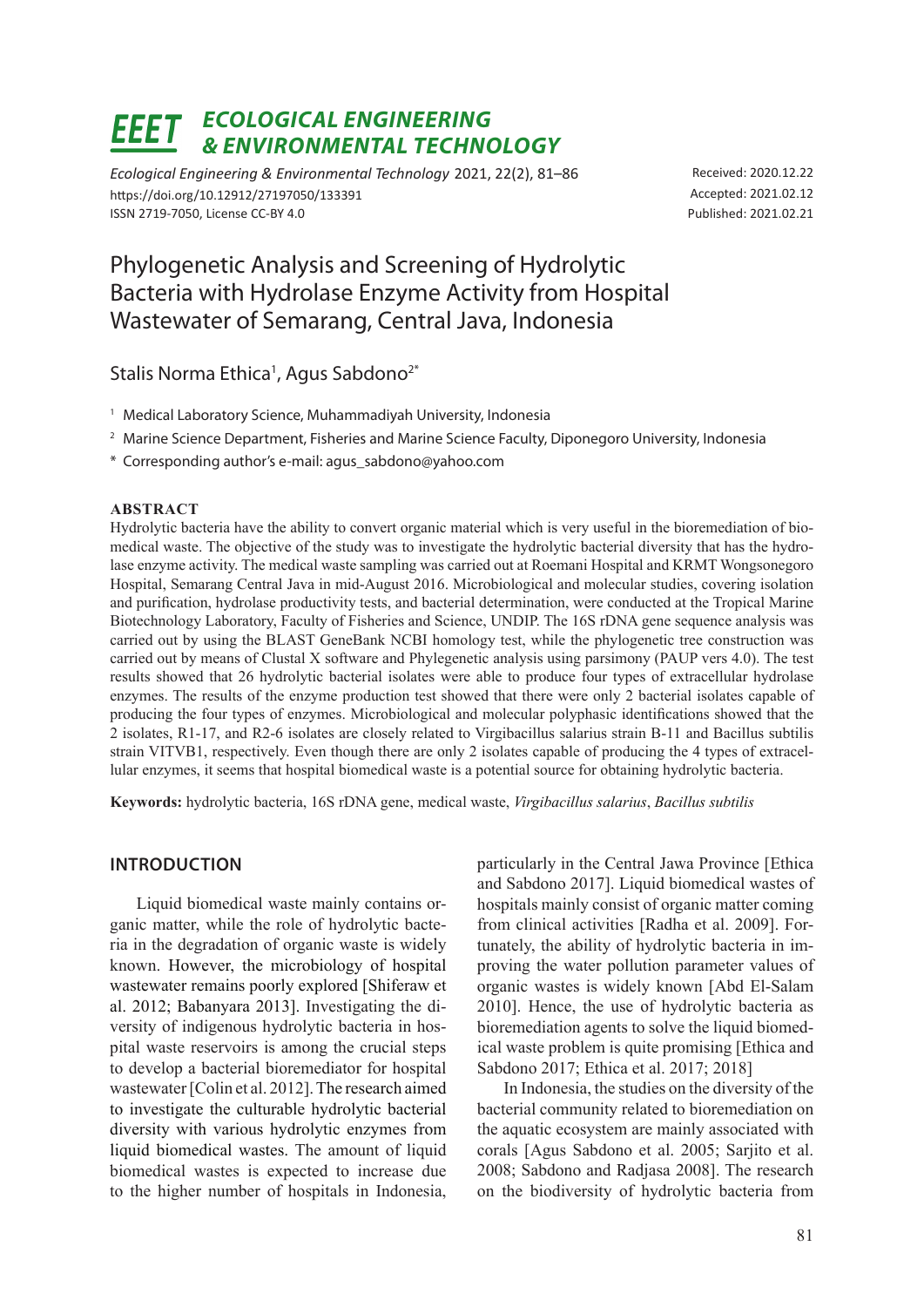# Phylogenetic Analysis and Screening of Hydrolytic Bacteria with Hydrolase Enzyme Activity from Hospital Wastewater of Semarang, Central Java, Indonesia

Stalis Norma Ethica[1], Agus Sabdono[2*]

[1] Medical Laboratory Science, Muhammadiyah University, Indonesia

[2] Marine Science Department, Fisheries and Marine Science Faculty, Diponegoro University, Indonesia

\* Corresponding author's e-mail: agus_sabdono@yahoo.com

Received: 2020.12.22
Accepted: 2021.02.12
Published: 2021.02.21

https://doi.org/10.12912/27197050/133391
ISSN 2719-7050, License CC-BY 4.0

## ABSTRACT

Hydrolytic bacteria have the ability to convert organic material which is very useful in the bioremediation of biomedical waste. The objective of the study was to investigate the hydrolytic bacterial diversity that has the hydrolase enzyme activity. The medical waste sampling was carried out at Roemani Hospital and KRMT Wongsonegoro Hospital, Semarang Central Java in mid-August 2016. Microbiological and molecular studies, covering isolation and purification, hydrolase productivity tests, and bacterial determination, were conducted at the Tropical Marine Biotechnology Laboratory, Faculty of Fisheries and Science, UNDIP. The 16S rDNA gene sequence analysis was carried out by using the BLAST GeneBank NCBI homology test, while the phylogenetic tree construction was carried out by means of Clustal X software and Phylegenetic analysis using parsimony (PAUP vers 4.0). The test results showed that 26 hydrolytic bacterial isolates were able to produce four types of extracellular hydrolase enzymes. The results of the enzyme production test showed that there were only 2 bacterial isolates capable of producing the four types of enzymes. Microbiological and molecular polyphasic identifications showed that the 2 isolates, R1-17, and R2-6 isolates are closely related to Virgibacillus salarius strain B-11 and Bacillus subtilis strain VITVB1, respectively. Even though there are only 2 isolates capable of producing the 4 types of extracellular enzymes, it seems that hospital biomedical waste is a potential source for obtaining hydrolytic bacteria.

**Keywords:** hydrolytic bacteria, 16S rDNA gene, medical waste, *Virgibacillus salarius*, *Bacillus subtilis*

## INTRODUCTION

Liquid biomedical waste mainly contains organic matter, while the role of hydrolytic bacteria in the degradation of organic waste is widely known. However, the microbiology of hospital wastewater remains poorly explored [Shiferaw et al. 2012; Babanyara 2013]. Investigating the diversity of indigenous hydrolytic bacteria in hospital waste reservoirs is among the crucial steps to develop a bacterial bioremediator for hospital wastewater [Colin et al. 2012]. The research aimed to investigate the culturable hydrolytic bacterial diversity with various hydrolytic enzymes from liquid biomedical wastes. The amount of liquid biomedical wastes is expected to increase due to the higher number of hospitals in Indonesia, particularly in the Central Jawa Province [Ethica and Sabdono 2017]. Liquid biomedical wastes of hospitals mainly consist of organic matter coming from clinical activities [Radha et al. 2009]. Fortunately, the ability of hydrolytic bacteria in improving the water pollution parameter values of organic wastes is widely known [Abd El-Salam 2010]. Hence, the use of hydrolytic bacteria as bioremediation agents to solve the liquid biomedical waste problem is quite promising [Ethica and Sabdono 2017; Ethica et al. 2017; 2018]

In Indonesia, the studies on the diversity of the bacterial community related to bioremediation on the aquatic ecosystem are mainly associated with corals [Agus Sabdono et al. 2005; Sarjito et al. 2008; Sabdono and Radjasa 2008]. The research on the biodiversity of hydrolytic bacteria from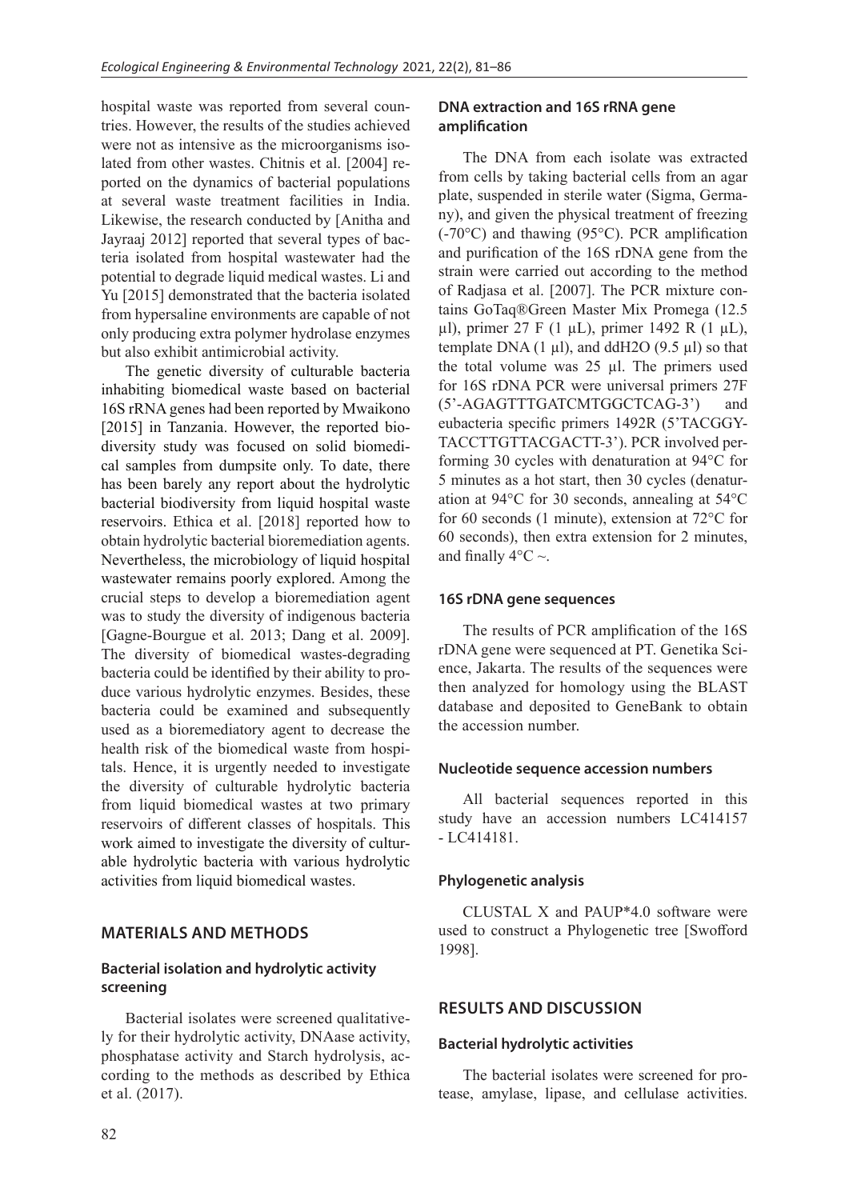hospital waste was reported from several countries. However, the results of the studies achieved were not as intensive as the microorganisms isolated from other wastes. Chitnis et al. [2004] reported on the dynamics of bacterial populations at several waste treatment facilities in India. Likewise, the research conducted by [Anitha and Jayraaj 2012] reported that several types of bacteria isolated from hospital wastewater had the potential to degrade liquid medical wastes. Li and Yu [2015] demonstrated that the bacteria isolated from hypersaline environments are capable of not only producing extra polymer hydrolase enzymes but also exhibit antimicrobial activity.

The genetic diversity of culturable bacteria inhabiting biomedical waste based on bacterial 16S rRNA genes had been reported by Mwaikono [2015] in Tanzania. However, the reported biodiversity study was focused on solid biomedical samples from dumpsite only. To date, there has been barely any report about the hydrolytic bacterial biodiversity from liquid hospital waste reservoirs. Ethica et al. [2018] reported how to obtain hydrolytic bacterial bioremediation agents. Nevertheless, the microbiology of liquid hospital wastewater remains poorly explored. Among the crucial steps to develop a bioremediation agent was to study the diversity of indigenous bacteria [Gagne-Bourgue et al. 2013; Dang et al. 2009]. The diversity of biomedical wastes-degrading bacteria could be identified by their ability to produce various hydrolytic enzymes. Besides, these bacteria could be examined and subsequently used as a bioremediatory agent to decrease the health risk of the biomedical waste from hospitals. Hence, it is urgently needed to investigate the diversity of culturable hydrolytic bacteria from liquid biomedical wastes at two primary reservoirs of different classes of hospitals. This work aimed to investigate the diversity of culturable hydrolytic bacteria with various hydrolytic activities from liquid biomedical wastes.

## MATERIALS AND METHODS

### Bacterial isolation and hydrolytic activity screening

Bacterial isolates were screened qualitatively for their hydrolytic activity, DNAase activity, phosphatase activity and Starch hydrolysis, according to the methods as described by Ethica et al. (2017).

### DNA extraction and 16S rRNA gene amplification

The DNA from each isolate was extracted from cells by taking bacterial cells from an agar plate, suspended in sterile water (Sigma, Germany), and given the physical treatment of freezing (-70°C) and thawing (95°C). PCR amplification and purification of the 16S rDNA gene from the strain were carried out according to the method of Radjasa et al. [2007]. The PCR mixture contains GoTaq®Green Master Mix Promega (12.5 µl), primer 27 F (1 µL), primer 1492 R (1 µL), template DNA (1 µl), and ddH2O (9.5 µl) so that the total volume was 25 µl. The primers used for 16S rDNA PCR were universal primers 27F (5'-AGAGTTTGATCMTGGCTCAG-3') and eubacteria specific primers 1492R (5'TACGGYTACCTTGTTACGACTT-3'). PCR involved performing 30 cycles with denaturation at 94°C for 5 minutes as a hot start, then 30 cycles (denaturation at 94°C for 30 seconds, annealing at 54°C for 60 seconds (1 minute), extension at 72°C for 60 seconds), then extra extension for 2 minutes, and finally 4°C ~.

### 16S rDNA gene sequences

The results of PCR amplification of the 16S rDNA gene were sequenced at PT. Genetika Science, Jakarta. The results of the sequences were then analyzed for homology using the BLAST database and deposited to GeneBank to obtain the accession number.

### Nucleotide sequence accession numbers

All bacterial sequences reported in this study have an accession numbers LC414157 - LC414181.

### Phylogenetic analysis

CLUSTAL X and PAUP*4.0 software were used to construct a Phylogenetic tree [Swofford 1998].

## RESULTS AND DISCUSSION

### Bacterial hydrolytic activities

The bacterial isolates were screened for protease, amylase, lipase, and cellulase activities.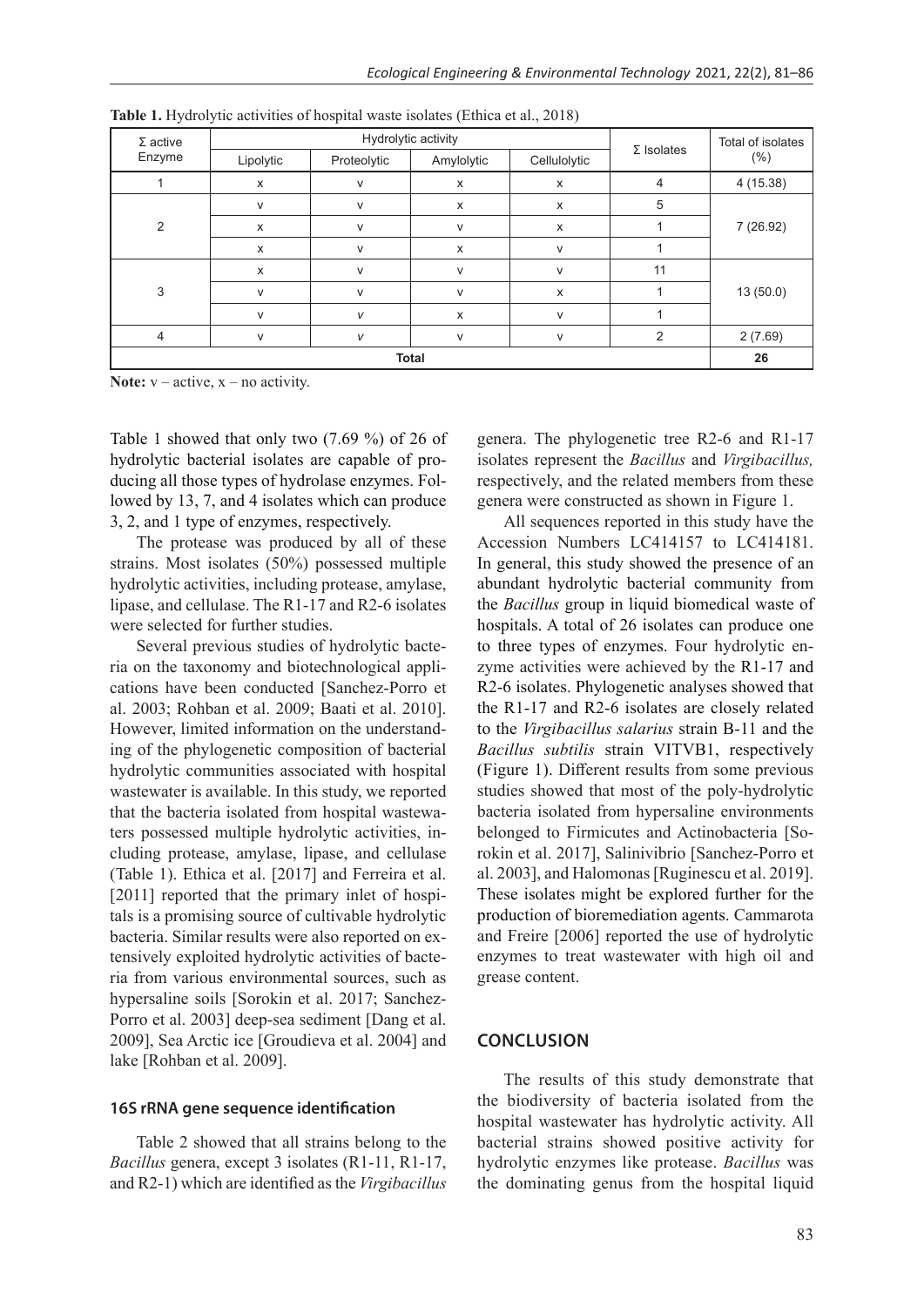**Table 1.** Hydrolytic activities of hospital waste isolates (Ethica et al., 2018)

| Σ active Enzyme | Hydrolytic activity | | | | Σ Isolates | Total of isolates (%) |
|---|---|---|---|---|---|---|
| | Lipolytic | Proteolytic | Amylolytic | Cellulolytic | | |
| 1 | x | v | x | x | 4 | 4 (15.38) |
| 2 | v | v | x | x | 5 | 7 (26.92) |
| | x | v | v | x | 1 | |
| | x | v | x | v | 1 | |
| 3 | x | v | v | v | 11 | 13 (50.0) |
| | v | v | v | x | 1 | |
| | v | v | x | v | 1 | |
| 4 | v | v | v | v | 2 | 2 (7.69) |
| **Total** | | | | | | **26** |

**Note:** v – active, x – no activity.

Table 1 showed that only two (7.69 %) of 26 of hydrolytic bacterial isolates are capable of producing all those types of hydrolase enzymes. Followed by 13, 7, and 4 isolates which can produce 3, 2, and 1 type of enzymes, respectively.

The protease was produced by all of these strains. Most isolates (50%) possessed multiple hydrolytic activities, including protease, amylase, lipase, and cellulase. The R1-17 and R2-6 isolates were selected for further studies.

Several previous studies of hydrolytic bacteria on the taxonomy and biotechnological applications have been conducted [Sanchez-Porro et al. 2003; Rohban et al. 2009; Baati et al. 2010]. However, limited information on the understanding of the phylogenetic composition of bacterial hydrolytic communities associated with hospital wastewater is available. In this study, we reported that the bacteria isolated from hospital wastewaters possessed multiple hydrolytic activities, including protease, amylase, lipase, and cellulase (Table 1). Ethica et al. [2017] and Ferreira et al. [2011] reported that the primary inlet of hospitals is a promising source of cultivable hydrolytic bacteria. Similar results were also reported on extensively exploited hydrolytic activities of bacteria from various environmental sources, such as hypersaline soils [Sorokin et al. 2017; Sanchez-Porro et al. 2003] deep-sea sediment [Dang et al. 2009], Sea Arctic ice [Groudieva et al. 2004] and lake [Rohban et al. 2009].

### 16S rRNA gene sequence identification

Table 2 showed that all strains belong to the *Bacillus* genera, except 3 isolates (R1-11, R1-17, and R2-1) which are identified as the *Virgibacillus* genera. The phylogenetic tree R2-6 and R1-17 isolates represent the *Bacillus* and *Virgibacillus,* respectively, and the related members from these genera were constructed as shown in Figure 1.

All sequences reported in this study have the Accession Numbers LC414157 to LC414181. In general, this study showed the presence of an abundant hydrolytic bacterial community from the *Bacillus* group in liquid biomedical waste of hospitals. A total of 26 isolates can produce one to three types of enzymes. Four hydrolytic enzyme activities were achieved by the R1-17 and R2-6 isolates. Phylogenetic analyses showed that the R1-17 and R2-6 isolates are closely related to the *Virgibacillus salarius* strain B-11 and the *Bacillus subtilis* strain VITVB1, respectively (Figure 1). Different results from some previous studies showed that most of the poly-hydrolytic bacteria isolated from hypersaline environments belonged to Firmicutes and Actinobacteria [Sorokin et al. 2017], Salinivibrio [Sanchez-Porro et al. 2003], and Halomonas [Ruginescu et al. 2019]. These isolates might be explored further for the production of bioremediation agents. Cammarota and Freire [2006] reported the use of hydrolytic enzymes to treat wastewater with high oil and grease content.

## CONCLUSION

The results of this study demonstrate that the biodiversity of bacteria isolated from the hospital wastewater has hydrolytic activity. All bacterial strains showed positive activity for hydrolytic enzymes like protease. *Bacillus* was the dominating genus from the hospital liquid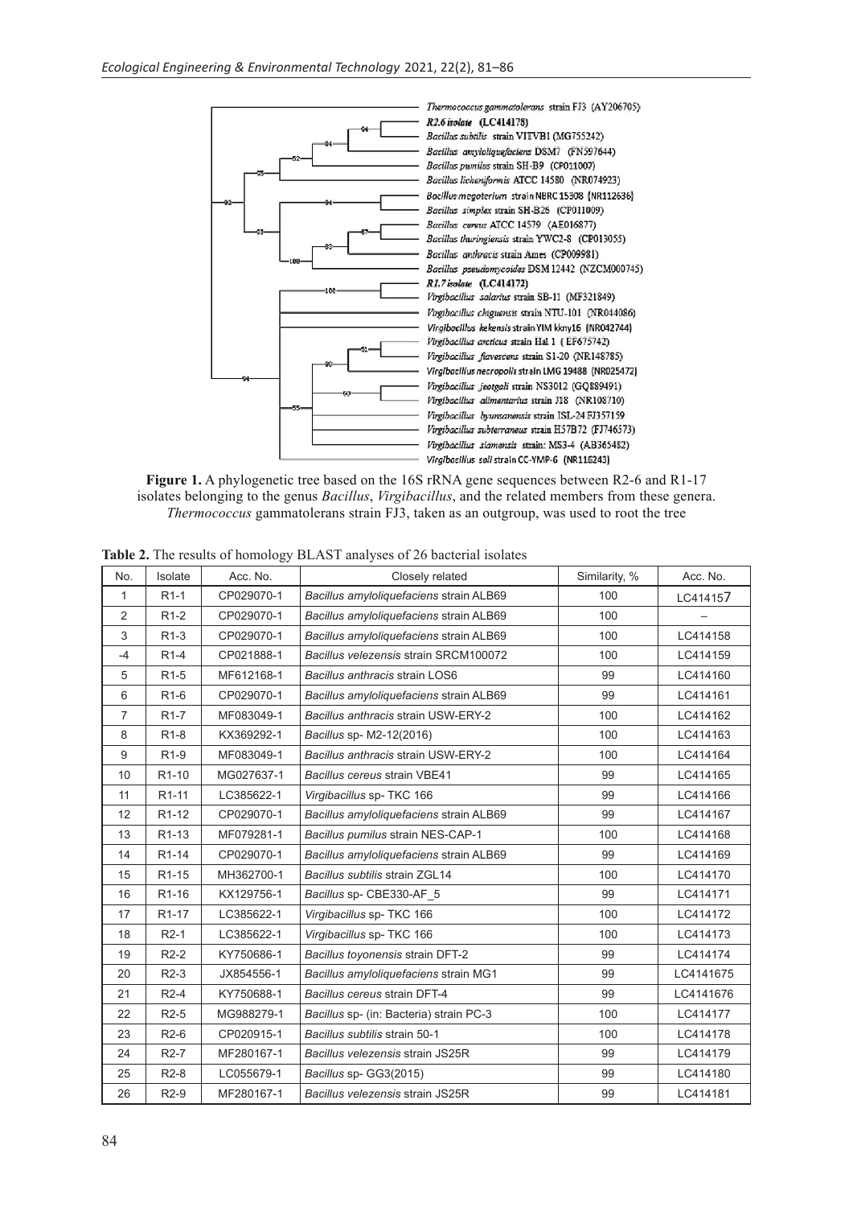**Figure 1.** A phylogenetic tree based on the 16S rRNA gene sequences between R2-6 and R1-17 isolates belonging to the genus *Bacillus*, *Virgibacillus*, and the related members from these genera. *Thermococcus* gammatolerans strain FJ3, taken as an outgroup, was used to root the tree

**Table 2.** The results of homology BLAST analyses of 26 bacterial isolates

| No. | Isolate | Acc. No. | Closely related | Similarity, % | Acc. No. |
|---|---|---|---|---|---|
| 1 | R1-1 | CP029070-1 | *Bacillus amyloliquefaciens* strain ALB69 | 100 | LC414157 |
| 2 | R1-2 | CP029070-1 | *Bacillus amyloliquefaciens* strain ALB69 | 100 | – |
| 3 | R1-3 | CP029070-1 | *Bacillus amyloliquefaciens* strain ALB69 | 100 | LC414158 |
| -4 | R1-4 | CP021888-1 | *Bacillus velezensis* strain SRCM100072 | 100 | LC414159 |
| 5 | R1-5 | MF612168-1 | *Bacillus anthracis* strain LOS6 | 99 | LC414160 |
| 6 | R1-6 | CP029070-1 | *Bacillus amyloliquefaciens* strain ALB69 | 99 | LC414161 |
| 7 | R1-7 | MF083049-1 | *Bacillus anthracis* strain USW-ERY-2 | 100 | LC414162 |
| 8 | R1-8 | KX369292-1 | *Bacillus* sp- M2-12(2016) | 100 | LC414163 |
| 9 | R1-9 | MF083049-1 | *Bacillus anthracis* strain USW-ERY-2 | 100 | LC414164 |
| 10 | R1-10 | MG027637-1 | *Bacillus cereus* strain VBE41 | 99 | LC414165 |
| 11 | R1-11 | LC385622-1 | *Virgibacillus* sp- TKC 166 | 99 | LC414166 |
| 12 | R1-12 | CP029070-1 | *Bacillus amyloliquefaciens* strain ALB69 | 99 | LC414167 |
| 13 | R1-13 | MF079281-1 | *Bacillus pumilus* strain NES-CAP-1 | 100 | LC414168 |
| 14 | R1-14 | CP029070-1 | *Bacillus amyloliquefaciens* strain ALB69 | 99 | LC414169 |
| 15 | R1-15 | MH362700-1 | *Bacillus subtilis* strain ZGL14 | 100 | LC414170 |
| 16 | R1-16 | KX129756-1 | *Bacillus* sp- CBE330-AF_5 | 99 | LC414171 |
| 17 | R1-17 | LC385622-1 | *Virgibacillus* sp- TKC 166 | 100 | LC414172 |
| 18 | R2-1 | LC385622-1 | *Virgibacillus* sp- TKC 166 | 100 | LC414173 |
| 19 | R2-2 | KY750686-1 | *Bacillus toyonensis* strain DFT-2 | 99 | LC414174 |
| 20 | R2-3 | JX854556-1 | *Bacillus amyloliquefaciens* strain MG1 | 99 | LC4141675 |
| 21 | R2-4 | KY750688-1 | *Bacillus cereus* strain DFT-4 | 99 | LC4141676 |
| 22 | R2-5 | MG988279-1 | *Bacillus* sp- (in: Bacteria) strain PC-3 | 100 | LC414177 |
| 23 | R2-6 | CP020915-1 | *Bacillus subtilis* strain 50-1 | 100 | LC414178 |
| 24 | R2-7 | MF280167-1 | *Bacillus velezensis* strain JS25R | 99 | LC414179 |
| 25 | R2-8 | LC055679-1 | *Bacillus* sp- GG3(2015) | 99 | LC414180 |
| 26 | R2-9 | MF280167-1 | *Bacillus velezensis* strain JS25R | 99 | LC414181 |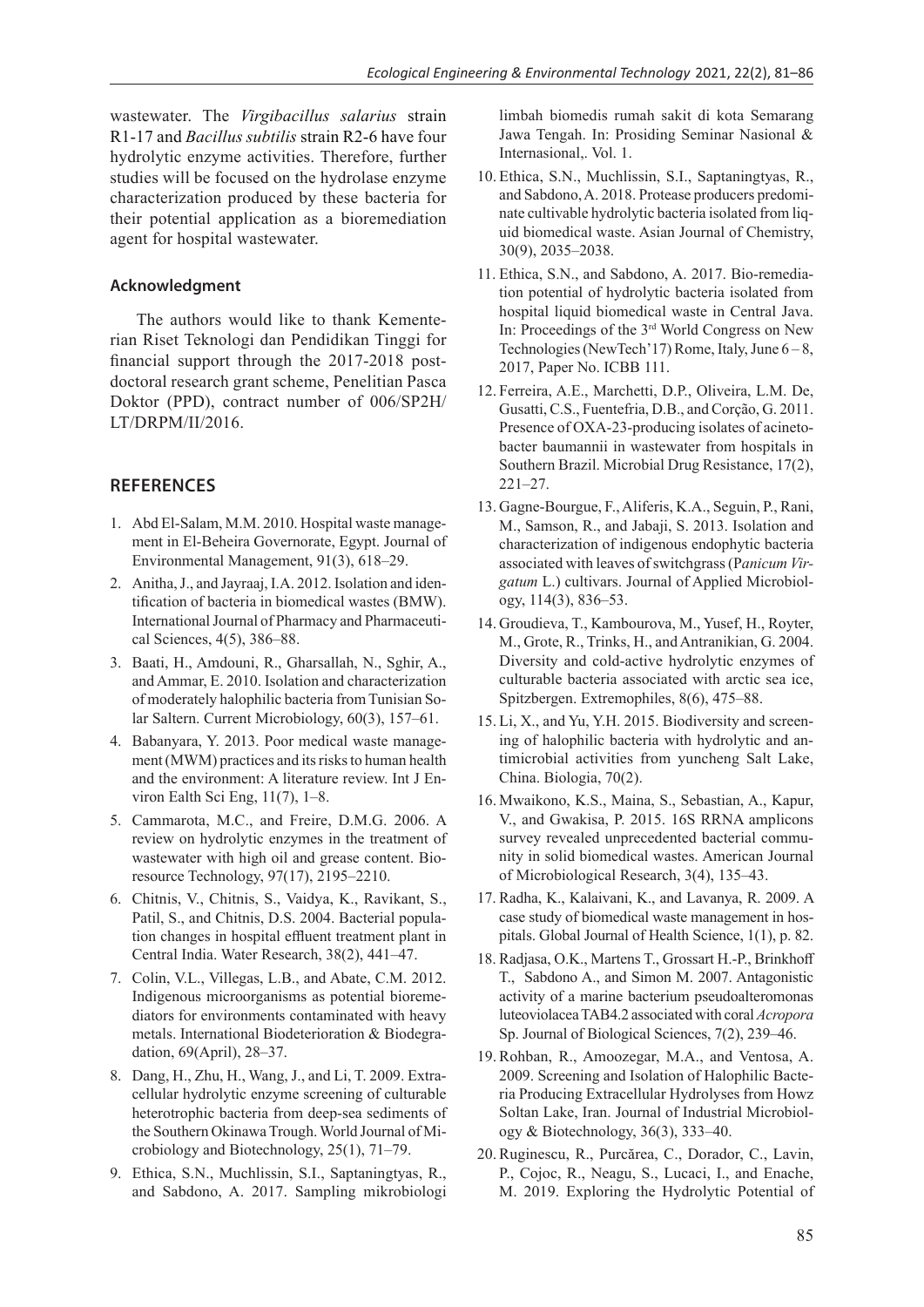wastewater. The *Virgibacillus salarius* strain R1-17 and *Bacillus subtilis* strain R2-6 have four hydrolytic enzyme activities. Therefore, further studies will be focused on the hydrolase enzyme characterization produced by these bacteria for their potential application as a bioremediation agent for hospital wastewater.

### Acknowledgment

The authors would like to thank Kementerian Riset Teknologi dan Pendidikan Tinggi for financial support through the 2017-2018 post-doctoral research grant scheme, Penelitian Pasca Doktor (PPD), contract number of 006/SP2H/LT/DRPM/II/2016.

## REFERENCES

1. Abd El-Salam, M.M. 2010. Hospital waste management in El-Beheira Governorate, Egypt. Journal of Environmental Management, 91(3), 618–29.
2. Anitha, J., and Jayraaj, I.A. 2012. Isolation and identification of bacteria in biomedical wastes (BMW). International Journal of Pharmacy and Pharmaceutical Sciences, 4(5), 386–88.
3. Baati, H., Amdouni, R., Gharsallah, N., Sghir, A., and Ammar, E. 2010. Isolation and characterization of moderately halophilic bacteria from Tunisian Solar Saltern. Current Microbiology, 60(3), 157–61.
4. Babanyara, Y. 2013. Poor medical waste management (MWM) practices and its risks to human health and the environment: A literature review. Int J Environ Ealth Sci Eng, 11(7), 1–8.
5. Cammarota, M.C., and Freire, D.M.G. 2006. A review on hydrolytic enzymes in the treatment of wastewater with high oil and grease content. Bioresource Technology, 97(17), 2195–2210.
6. Chitnis, V., Chitnis, S., Vaidya, K., Ravikant, S., Patil, S., and Chitnis, D.S. 2004. Bacterial population changes in hospital effluent treatment plant in Central India. Water Research, 38(2), 441–47.
7. Colin, V.L., Villegas, L.B., and Abate, C.M. 2012. Indigenous microorganisms as potential bioremediators for environments contaminated with heavy metals. International Biodeterioration & Biodegradation, 69(April), 28–37.
8. Dang, H., Zhu, H., Wang, J., and Li, T. 2009. Extracellular hydrolytic enzyme screening of culturable heterotrophic bacteria from deep-sea sediments of the Southern Okinawa Trough. World Journal of Microbiology and Biotechnology, 25(1), 71–79.
9. Ethica, S.N., Muchlissin, S.I., Saptaningtyas, R., and Sabdono, A. 2017. Sampling mikrobiologi limbah biomedis rumah sakit di kota Semarang Jawa Tengah. In: Prosiding Seminar Nasional & Internasional,. Vol. 1.
10. Ethica, S.N., Muchlissin, S.I., Saptaningtyas, R., and Sabdono, A. 2018. Protease producers predominate cultivable hydrolytic bacteria isolated from liquid biomedical waste. Asian Journal of Chemistry, 30(9), 2035–2038.
11. Ethica, S.N., and Sabdono, A. 2017. Bio-remediation potential of hydrolytic bacteria isolated from hospital liquid biomedical waste in Central Java. In: Proceedings of the 3rd World Congress on New Technologies (NewTech'17) Rome, Italy, June 6 – 8, 2017, Paper No. ICBB 111.
12. Ferreira, A.E., Marchetti, D.P., Oliveira, L.M. De, Gusatti, C.S., Fuentefria, D.B., and Corção, G. 2011. Presence of OXA-23-producing isolates of acinetobacter baumannii in wastewater from hospitals in Southern Brazil. Microbial Drug Resistance, 17(2), 221–27.
13. Gagne-Bourgue, F., Aliferis, K.A., Seguin, P., Rani, M., Samson, R., and Jabaji, S. 2013. Isolation and characterization of indigenous endophytic bacteria associated with leaves of switchgrass (P*anicum Virgatum* L.) cultivars. Journal of Applied Microbiology, 114(3), 836–53.
14. Groudieva, T., Kambourova, M., Yusef, H., Royter, M., Grote, R., Trinks, H., and Antranikian, G. 2004. Diversity and cold-active hydrolytic enzymes of culturable bacteria associated with arctic sea ice, Spitzbergen. Extremophiles, 8(6), 475–88.
15. Li, X., and Yu, Y.H. 2015. Biodiversity and screening of halophilic bacteria with hydrolytic and antimicrobial activities from yuncheng Salt Lake, China. Biologia, 70(2).
16. Mwaikono, K.S., Maina, S., Sebastian, A., Kapur, V., and Gwakisa, P. 2015. 16S RRNA amplicons survey revealed unprecedented bacterial community in solid biomedical wastes. American Journal of Microbiological Research, 3(4), 135–43.
17. Radha, K., Kalaivani, K., and Lavanya, R. 2009. A case study of biomedical waste management in hospitals. Global Journal of Health Science, 1(1), p. 82.
18. Radjasa, O.K., Martens T., Grossart H.-P., Brinkhoff T., Sabdono A., and Simon M. 2007. Antagonistic activity of a marine bacterium pseudoalteromonas luteoviolacea TAB4.2 associated with coral *Acropora* Sp. Journal of Biological Sciences, 7(2), 239–46.
19. Rohban, R., Amoozegar, M.A., and Ventosa, A. 2009. Screening and Isolation of Halophilic Bacteria Producing Extracellular Hydrolyses from Howz Soltan Lake, Iran. Journal of Industrial Microbiology & Biotechnology, 36(3), 333–40.
20. Ruginescu, R., Purcărea, C., Dorador, C., Lavin, P., Cojoc, R., Neagu, S., Lucaci, I., and Enache, M. 2019. Exploring the Hydrolytic Potential of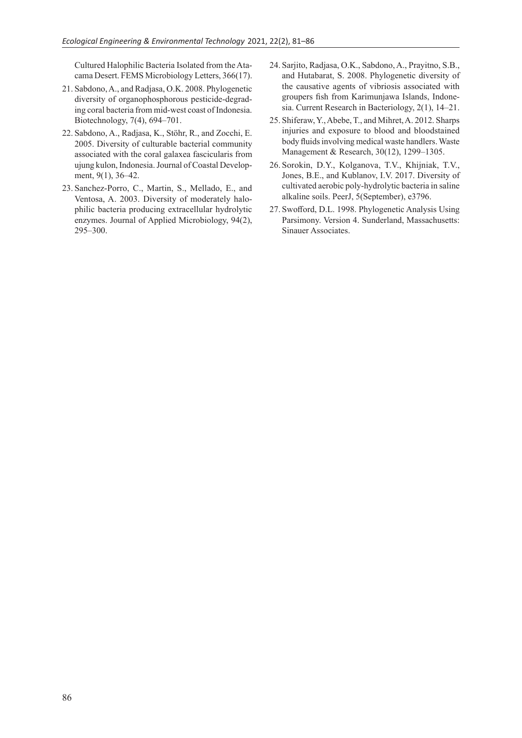Cultured Halophilic Bacteria Isolated from the Atacama Desert. FEMS Microbiology Letters, 366(17).

21. Sabdono, A., and Radjasa, O.K. 2008. Phylogenetic diversity of organophosphorous pesticide-degrading coral bacteria from mid-west coast of Indonesia. Biotechnology, 7(4), 694–701.
22. Sabdono, A., Radjasa, K., Stöhr, R., and Zocchi, E. 2005. Diversity of culturable bacterial community associated with the coral galaxea fascicularis from ujung kulon, Indonesia. Journal of Coastal Development, 9(1), 36–42.
23. Sanchez-Porro, C., Martin, S., Mellado, E., and Ventosa, A. 2003. Diversity of moderately halophilic bacteria producing extracellular hydrolytic enzymes. Journal of Applied Microbiology, 94(2), 295–300.
24. Sarjito, Radjasa, O.K., Sabdono, A., Prayitno, S.B., and Hutabarat, S. 2008. Phylogenetic diversity of the causative agents of vibriosis associated with groupers fish from Karimunjawa Islands, Indonesia. Current Research in Bacteriology, 2(1), 14–21.
25. Shiferaw, Y., Abebe, T., and Mihret, A. 2012. Sharps injuries and exposure to blood and bloodstained body fluids involving medical waste handlers. Waste Management & Research, 30(12), 1299–1305.
26. Sorokin, D.Y., Kolganova, T.V., Khijniak, T.V., Jones, B.E., and Kublanov, I.V. 2017. Diversity of cultivated aerobic poly-hydrolytic bacteria in saline alkaline soils. PeerJ, 5(September), e3796.
27. Swofford, D.L. 1998. Phylogenetic Analysis Using Parsimony. Version 4. Sunderland, Massachusetts: Sinauer Associates.